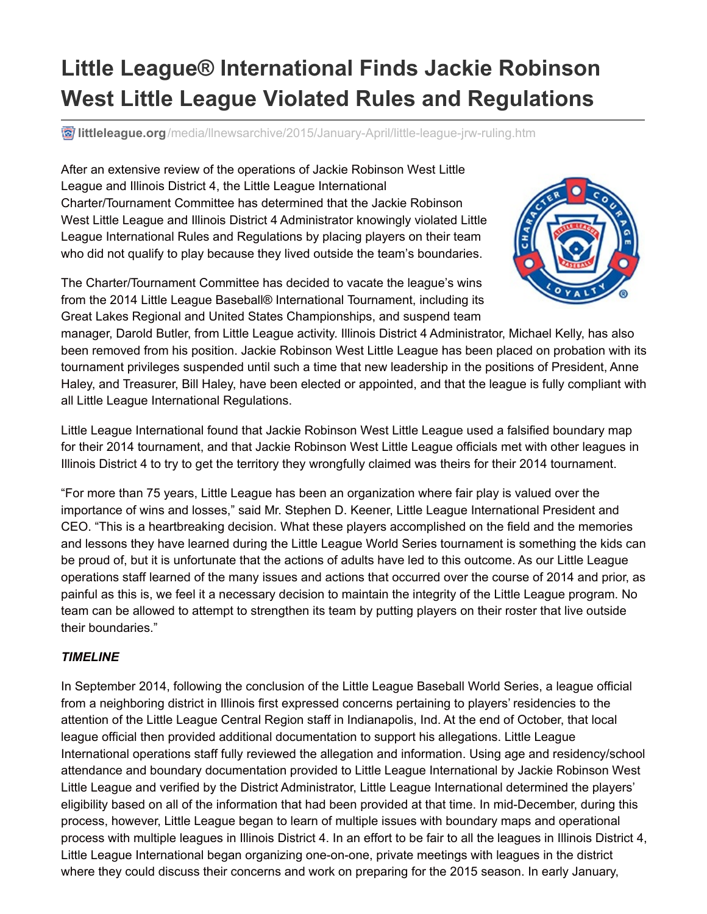# Little League® International Finds Jackie Robinson West Little League Violated Rules and Regulations

littleleague.org/media/llnewsarchive/2015/January-April/little-league-jrw-ruling.htm

After an extensive review of the operations of Jackie Robinson West Little League and Illinois District 4, the Little League International Charter/Tournament Committee has determined that the Jackie Robinson West Little League and Illinois District 4 Administrator knowingly violated Little League International Rules and Regulations by placing players on their team who did not qualify to play because they lived outside the team's boundaries.

The Charter/Tournament Committee has decided to vacate the league's wins from the 2014 Little League Baseball® International Tournament, including its Great Lakes Regional and United States Championships, and suspend team manager, Darold Butler, from Little League activity. Illinois District 4 Administrator, Michael Kelly, has also been removed from his position. Jackie Robinson West Little League has been placed on probation with its tournament privileges suspended until such a time that new leadership in the positions of President, Anne Haley, and Treasurer, Bill Haley, have been elected or appointed, and that the league is fully compliant with all Little League International Regulations.

Little League International found that Jackie Robinson West Little League used a falsified boundary map for their 2014 tournament, and that Jackie Robinson West Little League officials met with other leagues in Illinois District 4 to try to get the territory they wrongfully claimed was theirs for their 2014 tournament.

"For more than 75 years, Little League has been an organization where fair play is valued over the importance of wins and losses," said Mr. Stephen D. Keener, Little League International President and CEO. "This is a heartbreaking decision. What these players accomplished on the field and the memories and lessons they have learned during the Little League World Series tournament is something the kids can be proud of, but it is unfortunate that the actions of adults have led to this outcome. As our Little League operations staff learned of the many issues and actions that occurred over the course of 2014 and prior, as painful as this is, we feel it a necessary decision to maintain the integrity of the Little League program. No team can be allowed to attempt to strengthen its team by putting players on their roster that live outside their boundaries."

***TIMELINE***

In September 2014, following the conclusion of the Little League Baseball World Series, a league official from a neighboring district in Illinois first expressed concerns pertaining to players' residencies to the attention of the Little League Central Region staff in Indianapolis, Ind. At the end of October, that local league official then provided additional documentation to support his allegations. Little League International operations staff fully reviewed the allegation and information. Using age and residency/school attendance and boundary documentation provided to Little League International by Jackie Robinson West Little League and verified by the District Administrator, Little League International determined the players' eligibility based on all of the information that had been provided at that time. In mid-December, during this process, however, Little League began to learn of multiple issues with boundary maps and operational process with multiple leagues in Illinois District 4. In an effort to be fair to all the leagues in Illinois District 4, Little League International began organizing one-on-one, private meetings with leagues in the district where they could discuss their concerns and work on preparing for the 2015 season. In early January,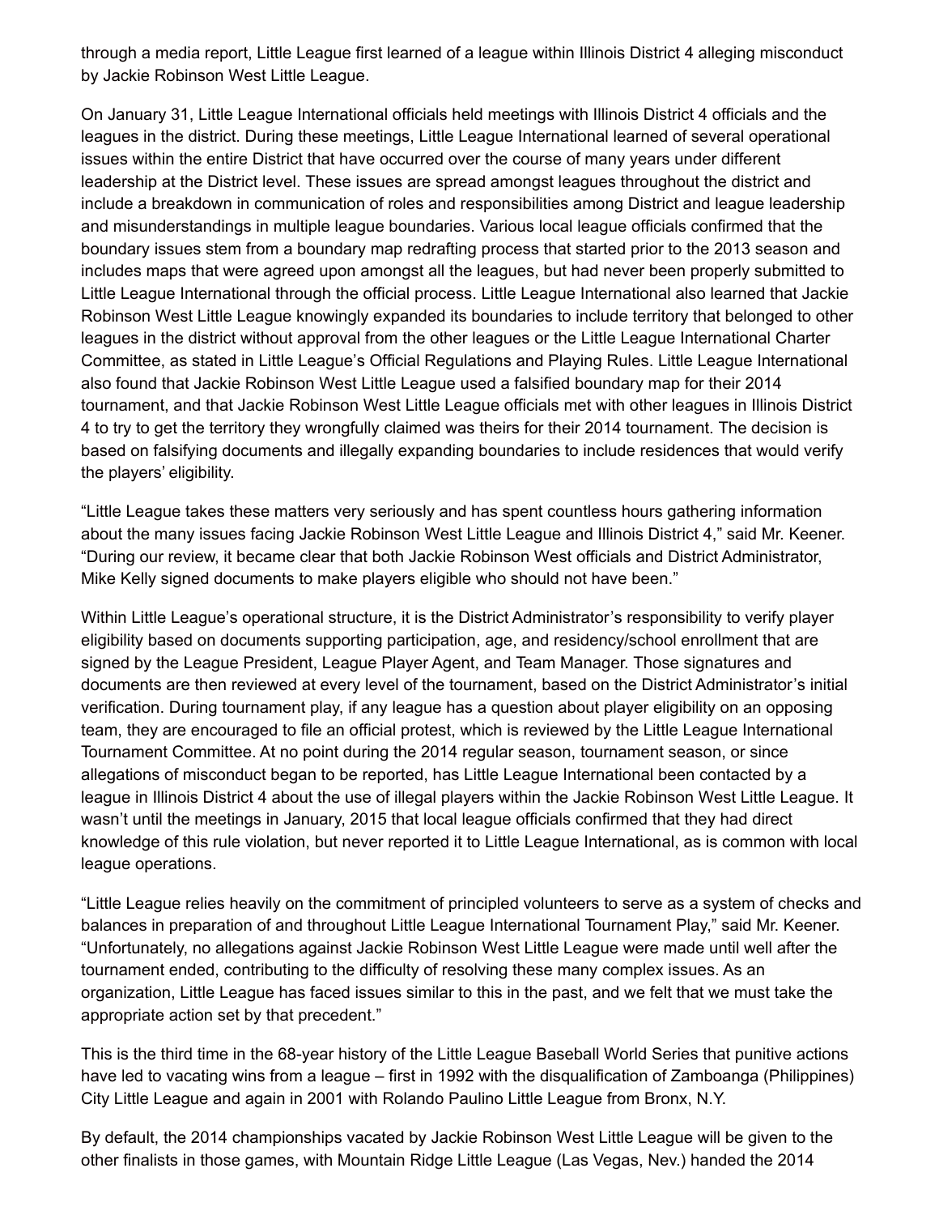through a media report, Little League first learned of a league within Illinois District 4 alleging misconduct by Jackie Robinson West Little League.

On January 31, Little League International officials held meetings with Illinois District 4 officials and the leagues in the district. During these meetings, Little League International learned of several operational issues within the entire District that have occurred over the course of many years under different leadership at the District level. These issues are spread amongst leagues throughout the district and include a breakdown in communication of roles and responsibilities among District and league leadership and misunderstandings in multiple league boundaries. Various local league officials confirmed that the boundary issues stem from a boundary map redrafting process that started prior to the 2013 season and includes maps that were agreed upon amongst all the leagues, but had never been properly submitted to Little League International through the official process. Little League International also learned that Jackie Robinson West Little League knowingly expanded its boundaries to include territory that belonged to other leagues in the district without approval from the other leagues or the Little League International Charter Committee, as stated in Little League's Official Regulations and Playing Rules. Little League International also found that Jackie Robinson West Little League used a falsified boundary map for their 2014 tournament, and that Jackie Robinson West Little League officials met with other leagues in Illinois District 4 to try to get the territory they wrongfully claimed was theirs for their 2014 tournament. The decision is based on falsifying documents and illegally expanding boundaries to include residences that would verify the players' eligibility.

"Little League takes these matters very seriously and has spent countless hours gathering information about the many issues facing Jackie Robinson West Little League and Illinois District 4," said Mr. Keener. "During our review, it became clear that both Jackie Robinson West officials and District Administrator, Mike Kelly signed documents to make players eligible who should not have been."

Within Little League's operational structure, it is the District Administrator's responsibility to verify player eligibility based on documents supporting participation, age, and residency/school enrollment that are signed by the League President, League Player Agent, and Team Manager. Those signatures and documents are then reviewed at every level of the tournament, based on the District Administrator's initial verification. During tournament play, if any league has a question about player eligibility on an opposing team, they are encouraged to file an official protest, which is reviewed by the Little League International Tournament Committee. At no point during the 2014 regular season, tournament season, or since allegations of misconduct began to be reported, has Little League International been contacted by a league in Illinois District 4 about the use of illegal players within the Jackie Robinson West Little League. It wasn't until the meetings in January, 2015 that local league officials confirmed that they had direct knowledge of this rule violation, but never reported it to Little League International, as is common with local league operations.

"Little League relies heavily on the commitment of principled volunteers to serve as a system of checks and balances in preparation of and throughout Little League International Tournament Play," said Mr. Keener. "Unfortunately, no allegations against Jackie Robinson West Little League were made until well after the tournament ended, contributing to the difficulty of resolving these many complex issues. As an organization, Little League has faced issues similar to this in the past, and we felt that we must take the appropriate action set by that precedent."

This is the third time in the 68-year history of the Little League Baseball World Series that punitive actions have led to vacating wins from a league – first in 1992 with the disqualification of Zamboanga (Philippines) City Little League and again in 2001 with Rolando Paulino Little League from Bronx, N.Y.

By default, the 2014 championships vacated by Jackie Robinson West Little League will be given to the other finalists in those games, with Mountain Ridge Little League (Las Vegas, Nev.) handed the 2014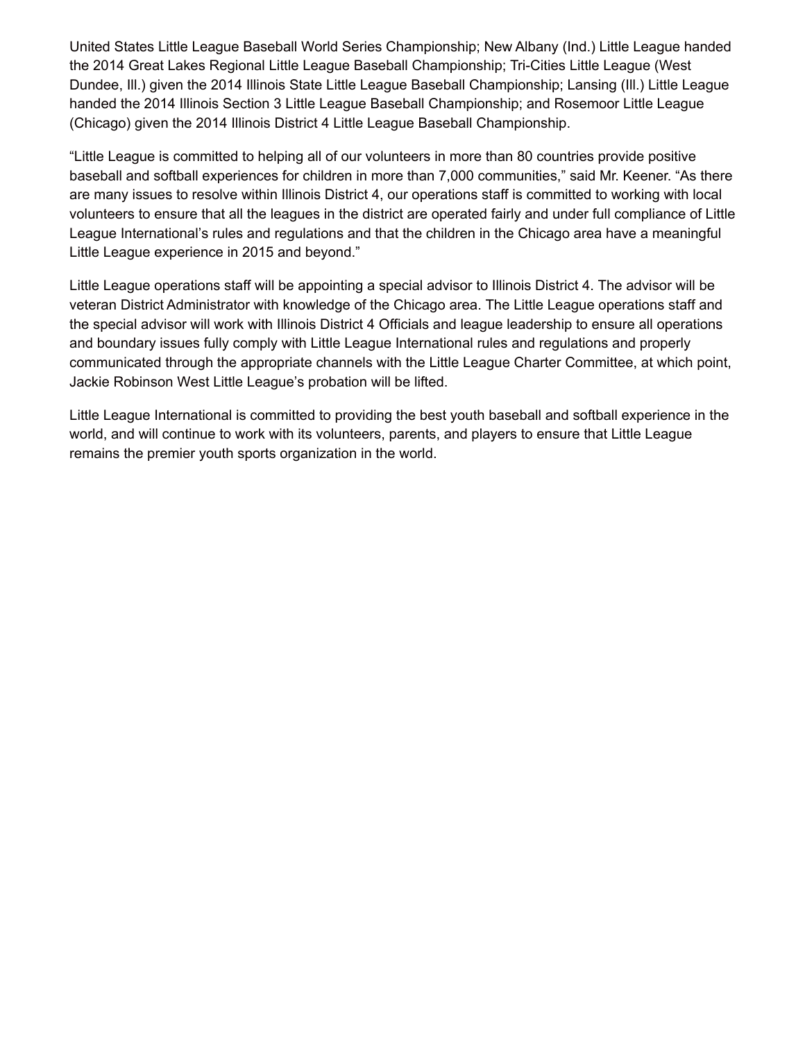United States Little League Baseball World Series Championship; New Albany (Ind.) Little League handed the 2014 Great Lakes Regional Little League Baseball Championship; Tri-Cities Little League (West Dundee, Ill.) given the 2014 Illinois State Little League Baseball Championship; Lansing (Ill.) Little League handed the 2014 Illinois Section 3 Little League Baseball Championship; and Rosemoor Little League (Chicago) given the 2014 Illinois District 4 Little League Baseball Championship.

"Little League is committed to helping all of our volunteers in more than 80 countries provide positive baseball and softball experiences for children in more than 7,000 communities," said Mr. Keener. "As there are many issues to resolve within Illinois District 4, our operations staff is committed to working with local volunteers to ensure that all the leagues in the district are operated fairly and under full compliance of Little League International's rules and regulations and that the children in the Chicago area have a meaningful Little League experience in 2015 and beyond."

Little League operations staff will be appointing a special advisor to Illinois District 4. The advisor will be veteran District Administrator with knowledge of the Chicago area. The Little League operations staff and the special advisor will work with Illinois District 4 Officials and league leadership to ensure all operations and boundary issues fully comply with Little League International rules and regulations and properly communicated through the appropriate channels with the Little League Charter Committee, at which point, Jackie Robinson West Little League's probation will be lifted.

Little League International is committed to providing the best youth baseball and softball experience in the world, and will continue to work with its volunteers, parents, and players to ensure that Little League remains the premier youth sports organization in the world.